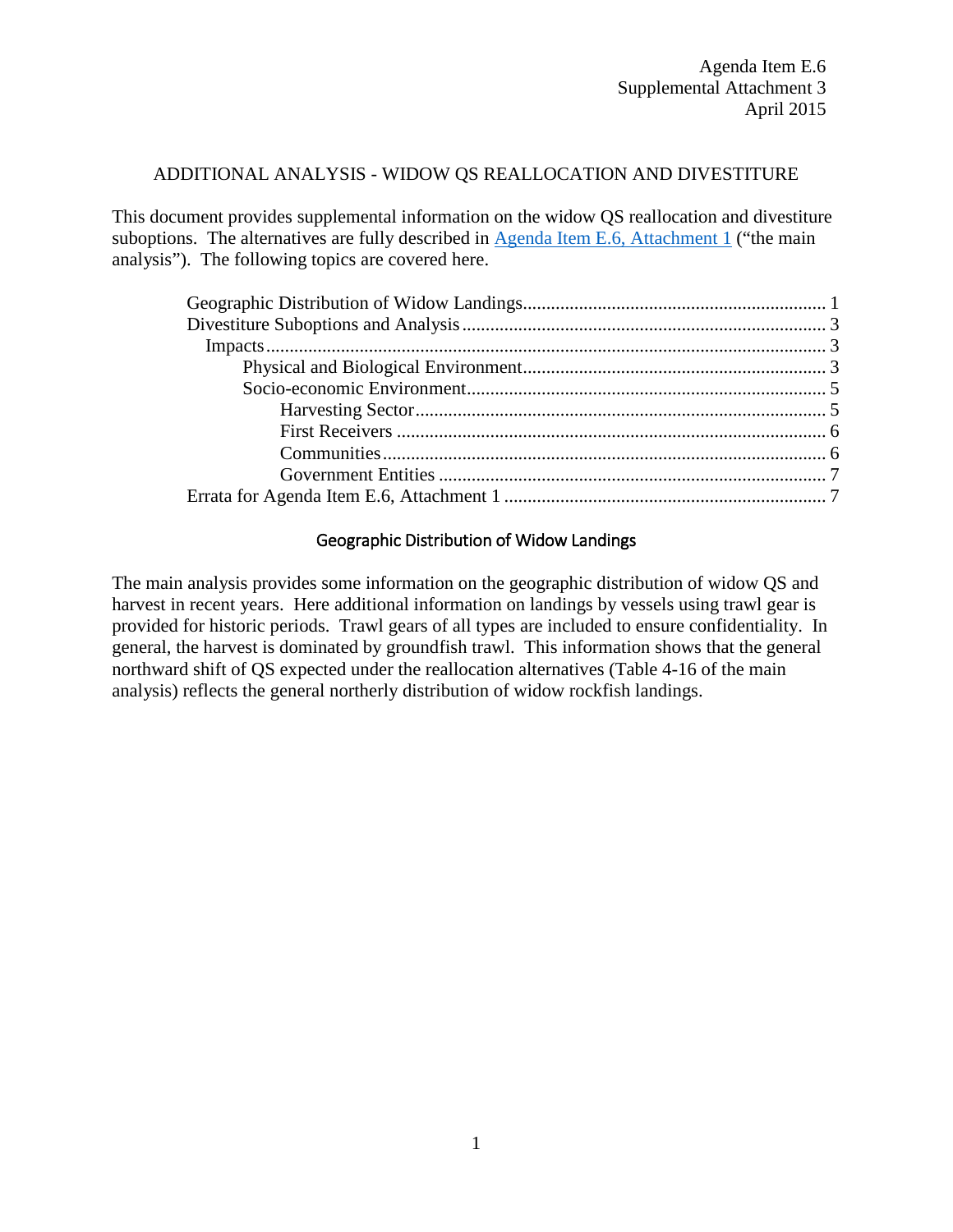Agenda Item E.6
Supplemental Attachment 3
April 2015

# ADDITIONAL ANALYSIS - WIDOW QS REALLOCATION AND DIVESTITURE

This document provides supplemental information on the widow QS reallocation and divestiture suboptions. The alternatives are fully described in [Agenda Item E.6, Attachment 1](#) ("the main analysis"). The following topics are covered here.

- Geographic Distribution of Widow Landings ........ 1
- Divestiture Suboptions and Analysis ........ 3
  - Impacts ........ 3
    - Physical and Biological Environment ........ 3
    - Socio-economic Environment ........ 5
      - Harvesting Sector ........ 5
      - First Receivers ........ 6
      - Communities ........ 6
      - Government Entities ........ 7
- Errata for Agenda Item E.6, Attachment 1 ........ 7

## Geographic Distribution of Widow Landings

The main analysis provides some information on the geographic distribution of widow QS and harvest in recent years. Here additional information on landings by vessels using trawl gear is provided for historic periods. Trawl gears of all types are included to ensure confidentiality. In general, the harvest is dominated by groundfish trawl. This information shows that the general northward shift of QS expected under the reallocation alternatives (Table 4-16 of the main analysis) reflects the general northerly distribution of widow rockfish landings.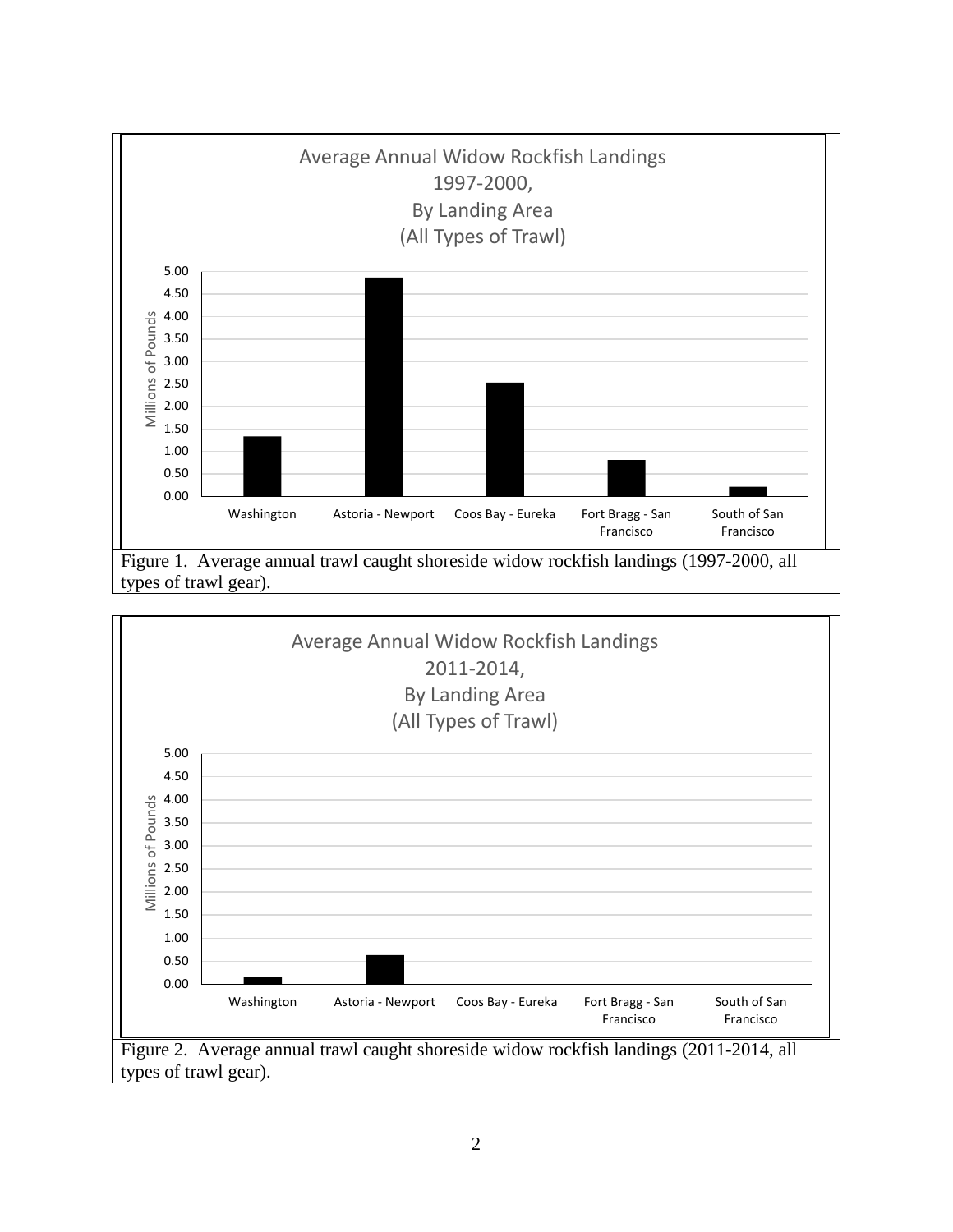Average Annual Widow Rockfish Landings
1997-2000,
By Landing Area
(All Types of Trawl)

Figure 1. Average annual trawl caught shoreside widow rockfish landings (1997-2000, all types of trawl gear).

Average Annual Widow Rockfish Landings
2011-2014,
By Landing Area
(All Types of Trawl)

Figure 2. Average annual trawl caught shoreside widow rockfish landings (2011-2014, all types of trawl gear).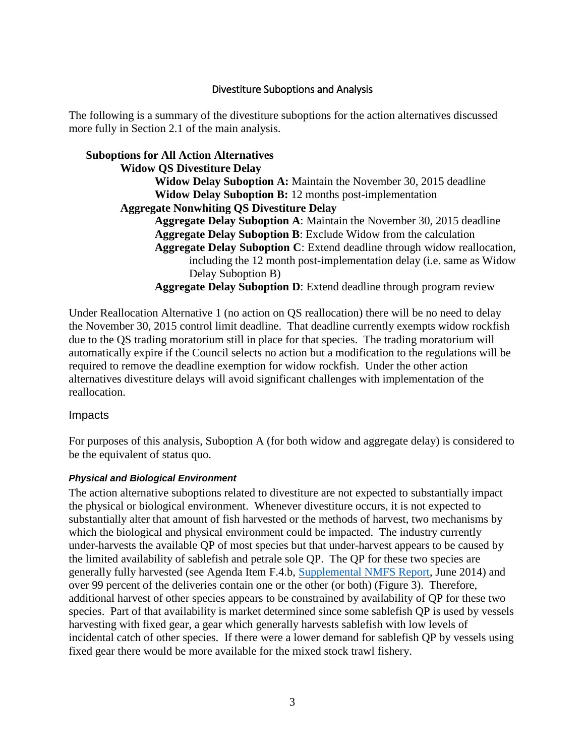## Divestiture Suboptions and Analysis

The following is a summary of the divestiture suboptions for the action alternatives discussed more fully in Section 2.1 of the main analysis.

**Suboptions for All Action Alternatives**

- **Widow QS Divestiture Delay**
  - **Widow Delay Suboption A:** Maintain the November 30, 2015 deadline
  - **Widow Delay Suboption B:** 12 months post-implementation
- **Aggregate Nonwhiting QS Divestiture Delay**
  - **Aggregate Delay Suboption A**: Maintain the November 30, 2015 deadline
  - **Aggregate Delay Suboption B**: Exclude Widow from the calculation
  - **Aggregate Delay Suboption C**: Extend deadline through widow reallocation, including the 12 month post-implementation delay (i.e. same as Widow Delay Suboption B)
  - **Aggregate Delay Suboption D**: Extend deadline through program review

Under Reallocation Alternative 1 (no action on QS reallocation) there will be no need to delay the November 30, 2015 control limit deadline. That deadline currently exempts widow rockfish due to the QS trading moratorium still in place for that species. The trading moratorium will automatically expire if the Council selects no action but a modification to the regulations will be required to remove the deadline exemption for widow rockfish. Under the other action alternatives divestiture delays will avoid significant challenges with implementation of the reallocation.

### Impacts

For purposes of this analysis, Suboption A (for both widow and aggregate delay) is considered to be the equivalent of status quo.

#### *Physical and Biological Environment*

The action alternative suboptions related to divestiture are not expected to substantially impact the physical or biological environment. Whenever divestiture occurs, it is not expected to substantially alter that amount of fish harvested or the methods of harvest, two mechanisms by which the biological and physical environment could be impacted. The industry currently under-harvests the available QP of most species but that under-harvest appears to be caused by the limited availability of sablefish and petrale sole QP. The QP for these two species are generally fully harvested (see Agenda Item F.4.b, Supplemental NMFS Report, June 2014) and over 99 percent of the deliveries contain one or the other (or both) (Figure 3). Therefore, additional harvest of other species appears to be constrained by availability of QP for these two species. Part of that availability is market determined since some sablefish QP is used by vessels harvesting with fixed gear, a gear which generally harvests sablefish with low levels of incidental catch of other species. If there were a lower demand for sablefish QP by vessels using fixed gear there would be more available for the mixed stock trawl fishery.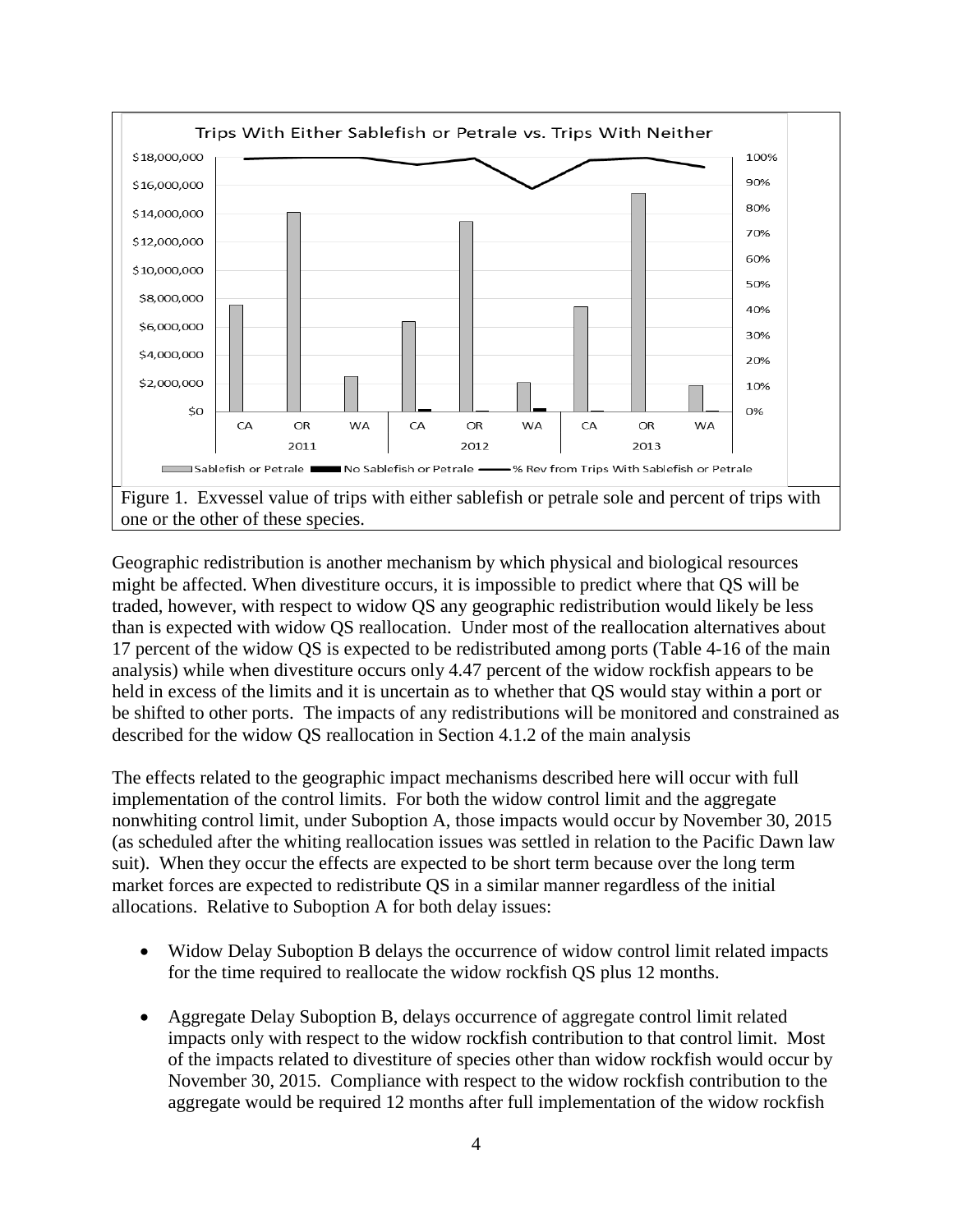Figure 1. Exvessel value of trips with either sablefish or petrale sole and percent of trips with one or the other of these species.

Geographic redistribution is another mechanism by which physical and biological resources might be affected. When divestiture occurs, it is impossible to predict where that QS will be traded, however, with respect to widow QS any geographic redistribution would likely be less than is expected with widow QS reallocation. Under most of the reallocation alternatives about 17 percent of the widow QS is expected to be redistributed among ports (Table 4-16 of the main analysis) while when divestiture occurs only 4.47 percent of the widow rockfish appears to be held in excess of the limits and it is uncertain as to whether that QS would stay within a port or be shifted to other ports. The impacts of any redistributions will be monitored and constrained as described for the widow QS reallocation in Section 4.1.2 of the main analysis

The effects related to the geographic impact mechanisms described here will occur with full implementation of the control limits. For both the widow control limit and the aggregate nonwhiting control limit, under Suboption A, those impacts would occur by November 30, 2015 (as scheduled after the whiting reallocation issues was settled in relation to the Pacific Dawn law suit). When they occur the effects are expected to be short term because over the long term market forces are expected to redistribute QS in a similar manner regardless of the initial allocations. Relative to Suboption A for both delay issues:

- Widow Delay Suboption B delays the occurrence of widow control limit related impacts for the time required to reallocate the widow rockfish QS plus 12 months.
- Aggregate Delay Suboption B, delays occurrence of aggregate control limit related impacts only with respect to the widow rockfish contribution to that control limit. Most of the impacts related to divestiture of species other than widow rockfish would occur by November 30, 2015. Compliance with respect to the widow rockfish contribution to the aggregate would be required 12 months after full implementation of the widow rockfish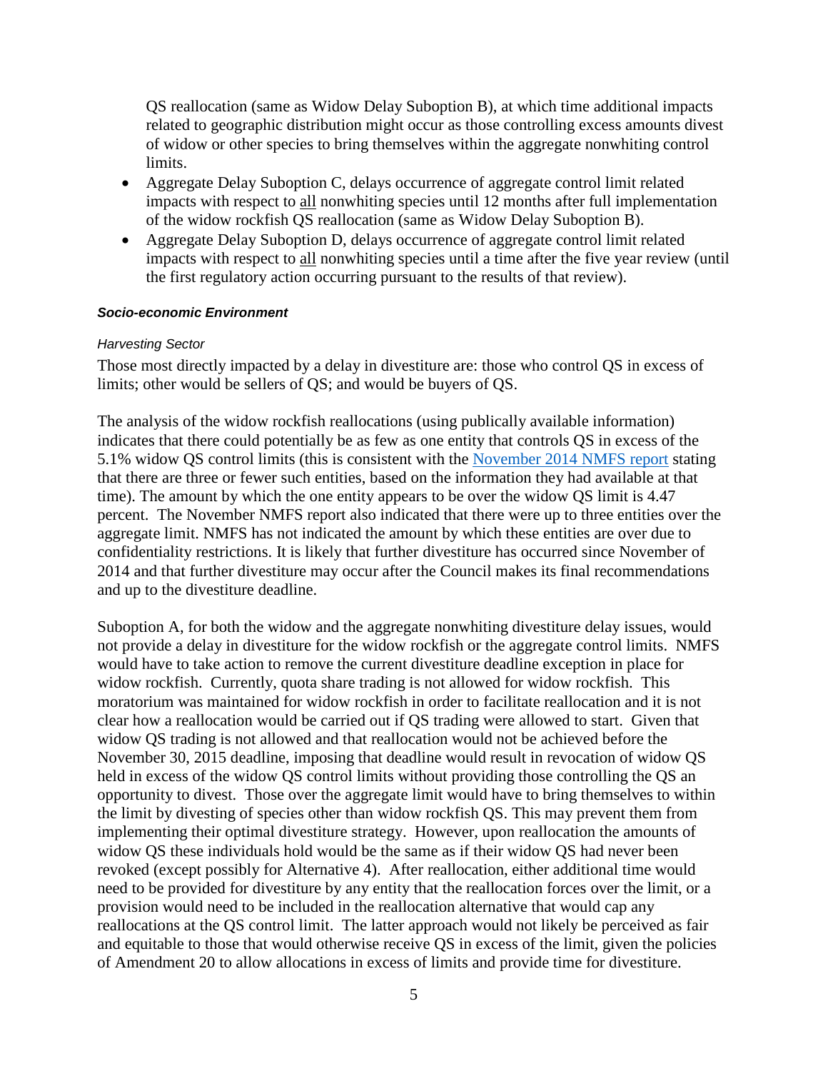QS reallocation (same as Widow Delay Suboption B), at which time additional impacts related to geographic distribution might occur as those controlling excess amounts divest of widow or other species to bring themselves within the aggregate nonwhiting control limits.

- Aggregate Delay Suboption C, delays occurrence of aggregate control limit related impacts with respect to all nonwhiting species until 12 months after full implementation of the widow rockfish QS reallocation (same as Widow Delay Suboption B).
- Aggregate Delay Suboption D, delays occurrence of aggregate control limit related impacts with respect to all nonwhiting species until a time after the five year review (until the first regulatory action occurring pursuant to the results of that review).

#### ***Socio-economic Environment***

##### *Harvesting Sector*

Those most directly impacted by a delay in divestiture are: those who control QS in excess of limits; other would be sellers of QS; and would be buyers of QS.

The analysis of the widow rockfish reallocations (using publically available information) indicates that there could potentially be as few as one entity that controls QS in excess of the 5.1% widow QS control limits (this is consistent with the November 2014 NMFS report stating that there are three or fewer such entities, based on the information they had available at that time). The amount by which the one entity appears to be over the widow QS limit is 4.47 percent. The November NMFS report also indicated that there were up to three entities over the aggregate limit. NMFS has not indicated the amount by which these entities are over due to confidentiality restrictions. It is likely that further divestiture has occurred since November of 2014 and that further divestiture may occur after the Council makes its final recommendations and up to the divestiture deadline.

Suboption A, for both the widow and the aggregate nonwhiting divestiture delay issues, would not provide a delay in divestiture for the widow rockfish or the aggregate control limits. NMFS would have to take action to remove the current divestiture deadline exception in place for widow rockfish. Currently, quota share trading is not allowed for widow rockfish. This moratorium was maintained for widow rockfish in order to facilitate reallocation and it is not clear how a reallocation would be carried out if QS trading were allowed to start. Given that widow QS trading is not allowed and that reallocation would not be achieved before the November 30, 2015 deadline, imposing that deadline would result in revocation of widow QS held in excess of the widow QS control limits without providing those controlling the QS an opportunity to divest. Those over the aggregate limit would have to bring themselves to within the limit by divesting of species other than widow rockfish QS. This may prevent them from implementing their optimal divestiture strategy. However, upon reallocation the amounts of widow QS these individuals hold would be the same as if their widow QS had never been revoked (except possibly for Alternative 4). After reallocation, either additional time would need to be provided for divestiture by any entity that the reallocation forces over the limit, or a provision would need to be included in the reallocation alternative that would cap any reallocations at the QS control limit. The latter approach would not likely be perceived as fair and equitable to those that would otherwise receive QS in excess of the limit, given the policies of Amendment 20 to allow allocations in excess of limits and provide time for divestiture.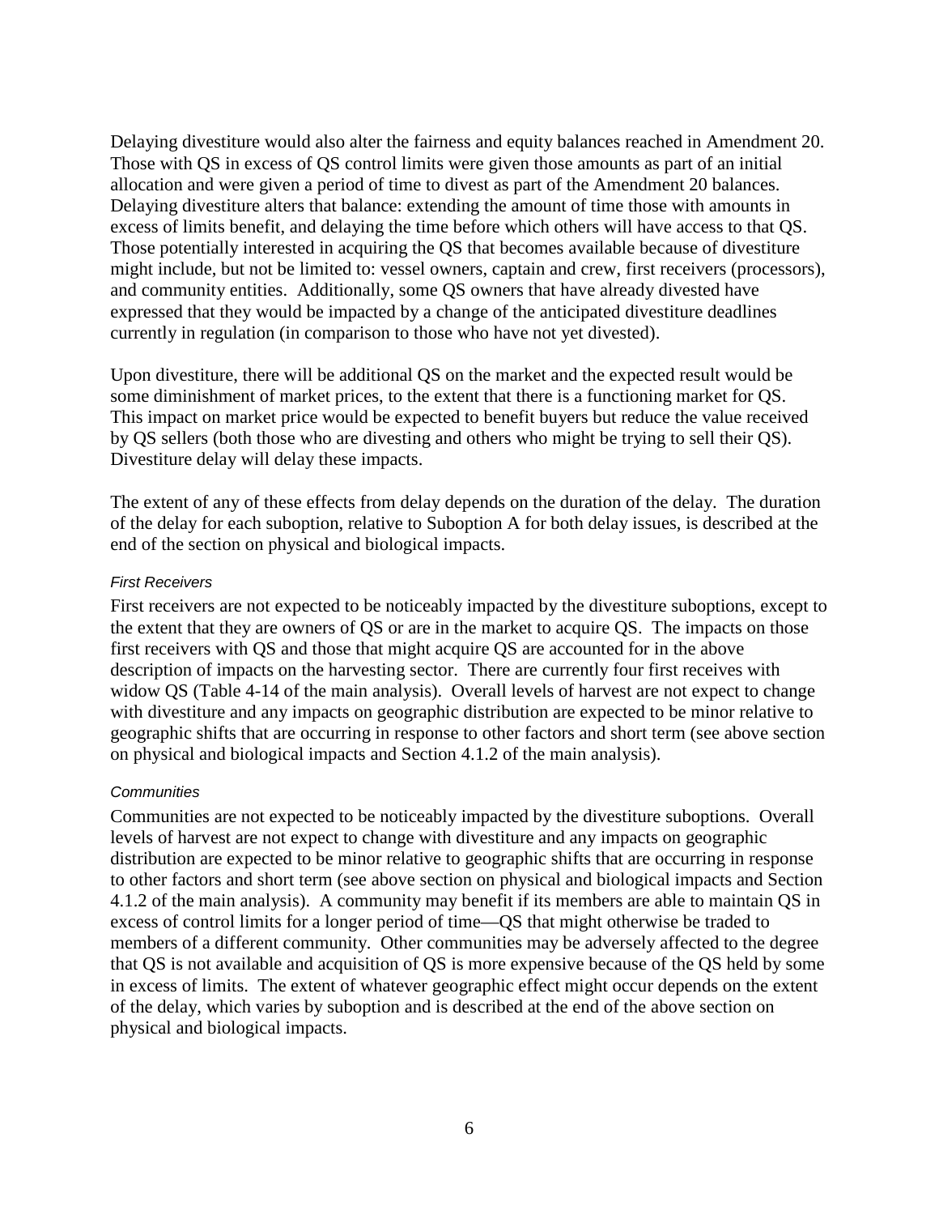Delaying divestiture would also alter the fairness and equity balances reached in Amendment 20. Those with QS in excess of QS control limits were given those amounts as part of an initial allocation and were given a period of time to divest as part of the Amendment 20 balances. Delaying divestiture alters that balance: extending the amount of time those with amounts in excess of limits benefit, and delaying the time before which others will have access to that QS. Those potentially interested in acquiring the QS that becomes available because of divestiture might include, but not be limited to: vessel owners, captain and crew, first receivers (processors), and community entities. Additionally, some QS owners that have already divested have expressed that they would be impacted by a change of the anticipated divestiture deadlines currently in regulation (in comparison to those who have not yet divested).

Upon divestiture, there will be additional QS on the market and the expected result would be some diminishment of market prices, to the extent that there is a functioning market for QS. This impact on market price would be expected to benefit buyers but reduce the value received by QS sellers (both those who are divesting and others who might be trying to sell their QS). Divestiture delay will delay these impacts.

The extent of any of these effects from delay depends on the duration of the delay. The duration of the delay for each suboption, relative to Suboption A for both delay issues, is described at the end of the section on physical and biological impacts.

#### *First Receivers*

First receivers are not expected to be noticeably impacted by the divestiture suboptions, except to the extent that they are owners of QS or are in the market to acquire QS. The impacts on those first receivers with QS and those that might acquire QS are accounted for in the above description of impacts on the harvesting sector. There are currently four first receives with widow QS (Table 4-14 of the main analysis). Overall levels of harvest are not expect to change with divestiture and any impacts on geographic distribution are expected to be minor relative to geographic shifts that are occurring in response to other factors and short term (see above section on physical and biological impacts and Section 4.1.2 of the main analysis).

#### *Communities*

Communities are not expected to be noticeably impacted by the divestiture suboptions. Overall levels of harvest are not expect to change with divestiture and any impacts on geographic distribution are expected to be minor relative to geographic shifts that are occurring in response to other factors and short term (see above section on physical and biological impacts and Section 4.1.2 of the main analysis). A community may benefit if its members are able to maintain QS in excess of control limits for a longer period of time—QS that might otherwise be traded to members of a different community. Other communities may be adversely affected to the degree that QS is not available and acquisition of QS is more expensive because of the QS held by some in excess of limits. The extent of whatever geographic effect might occur depends on the extent of the delay, which varies by suboption and is described at the end of the above section on physical and biological impacts.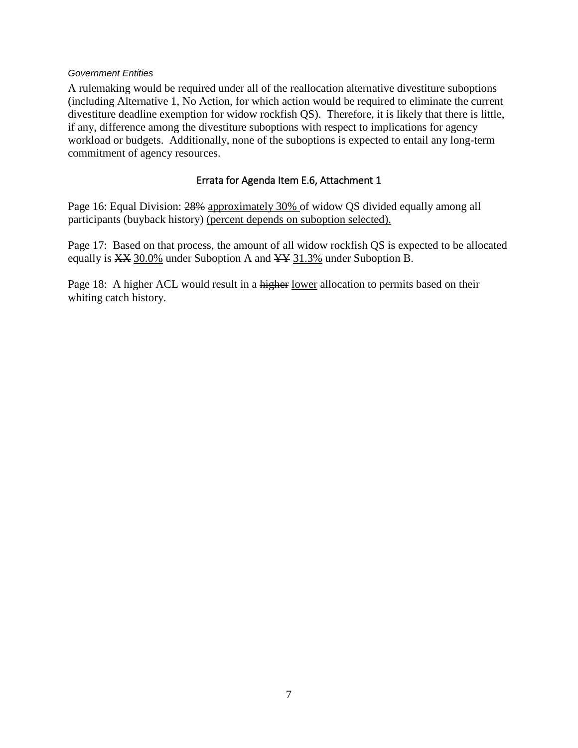*Government Entities*

A rulemaking would be required under all of the reallocation alternative divestiture suboptions (including Alternative 1, No Action, for which action would be required to eliminate the current divestiture deadline exemption for widow rockfish QS). Therefore, it is likely that there is little, if any, difference among the divestiture suboptions with respect to implications for agency workload or budgets. Additionally, none of the suboptions is expected to entail any long-term commitment of agency resources.

## Errata for Agenda Item E.6, Attachment 1

Page 16: Equal Division: ~~28%~~ <u>approximately 30%</u> of widow QS divided equally among all participants (buyback history) <u>(percent depends on suboption selected).</u>

Page 17: Based on that process, the amount of all widow rockfish QS is expected to be allocated equally is ~~XX~~ <u>30.0%</u> under Suboption A and ~~YY~~ <u>31.3%</u> under Suboption B.

Page 18: A higher ACL would result in a ~~higher~~ <u>lower</u> allocation to permits based on their whiting catch history.